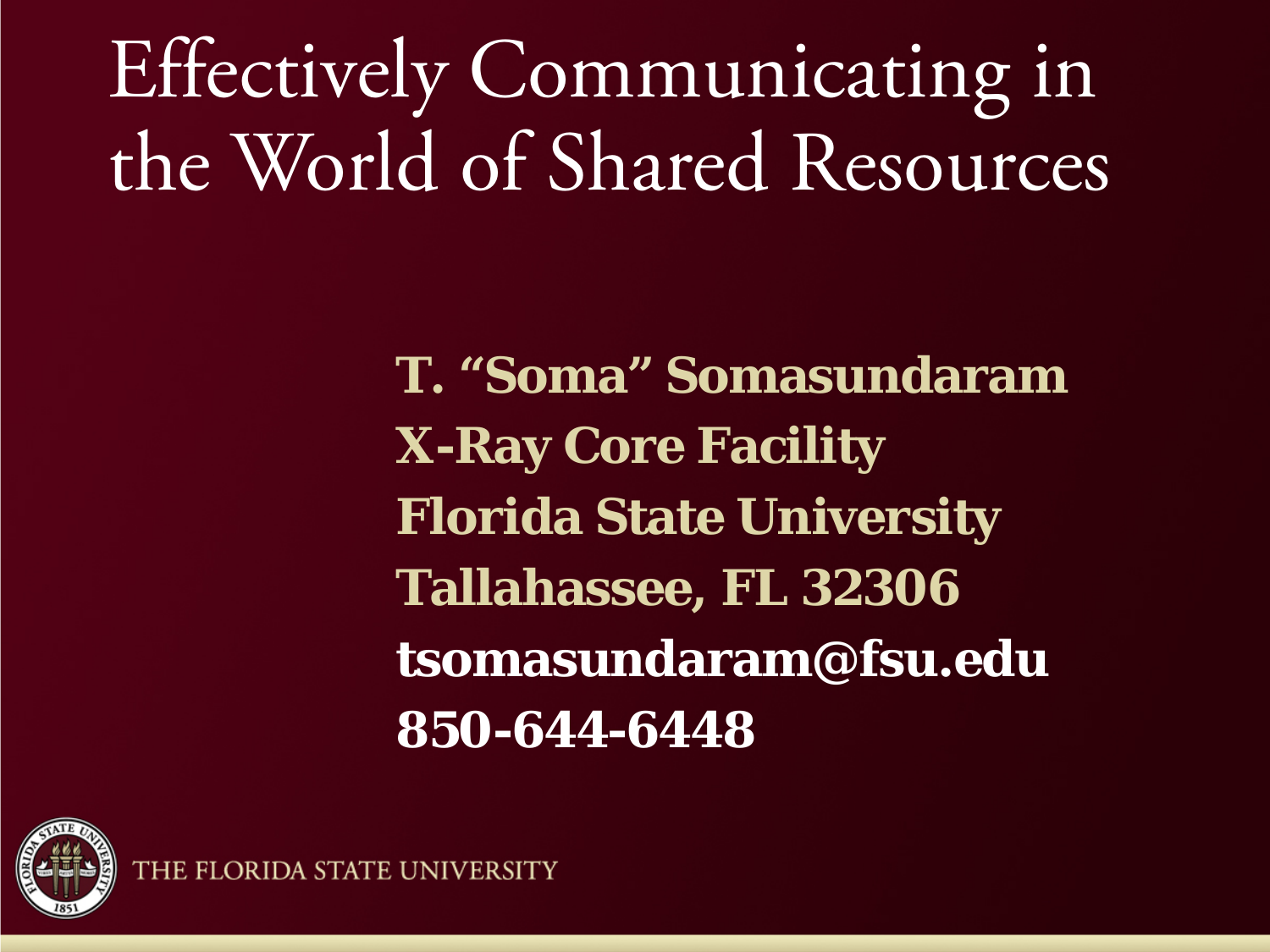# Effectively Communicating in the World of Shared Resources

**T. "Soma" Somasundaram**
**X-Ray Core Facility**
**Florida State University**
**Tallahassee, FL 32306**
**tsomasundaram@fsu.edu**
**850-644-6448**

THE FLORIDA STATE UNIVERSITY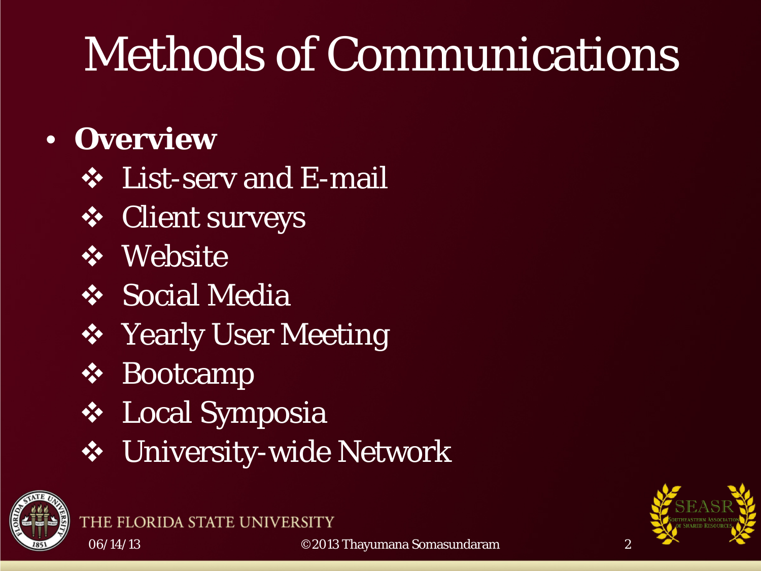# Methods of Communications

- **Overview**
  - List-serv and E-mail
  - Client surveys
  - Website
  - Social Media
  - Yearly User Meeting
  - Bootcamp
  - Local Symposia
  - University-wide Network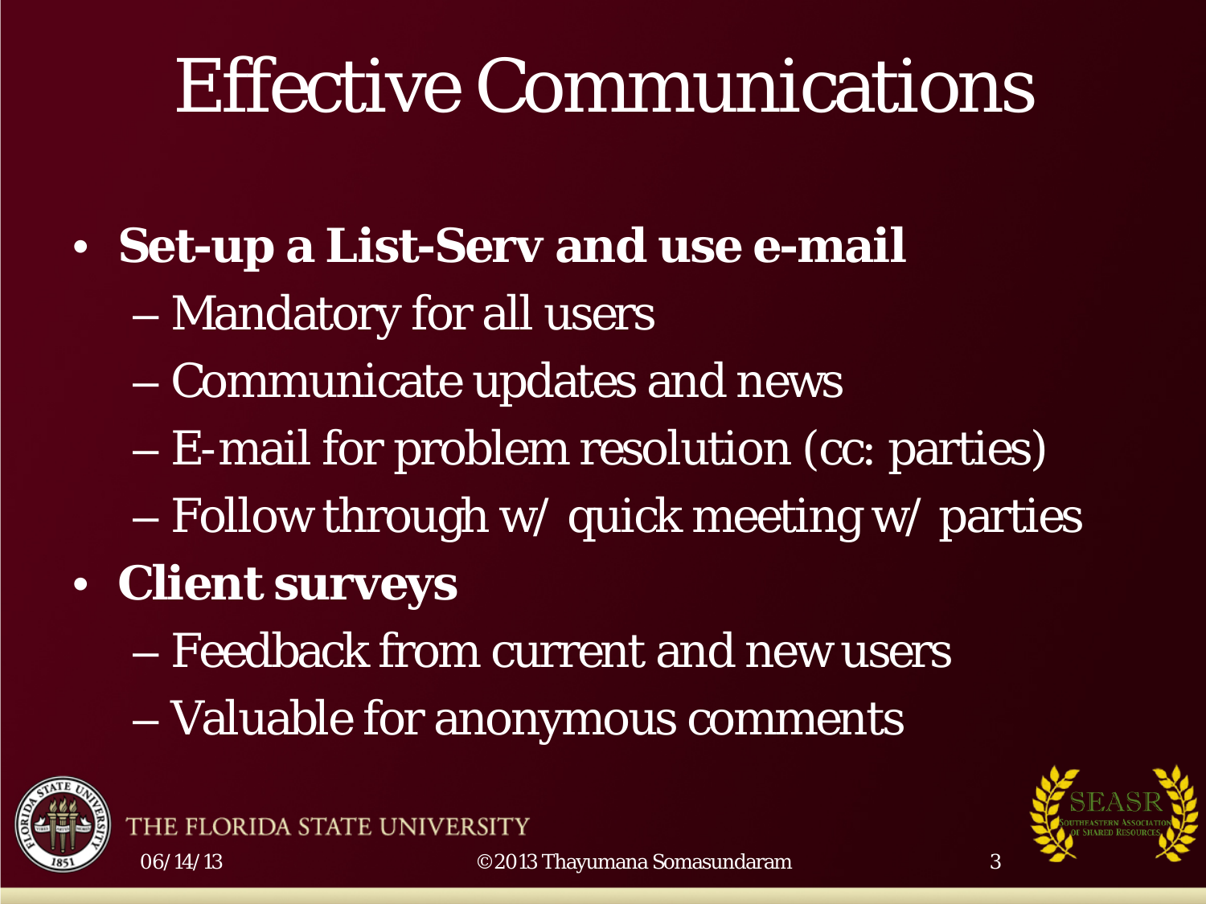# Effective Communications

- **Set-up a List-Serv and use e-mail**
  - Mandatory for all users
  - Communicate updates and news
  - E-mail for problem resolution (cc: parties)
  - Follow through w/ quick meeting w/ parties
- **Client surveys**
  - Feedback from current and new users
  - Valuable for anonymous comments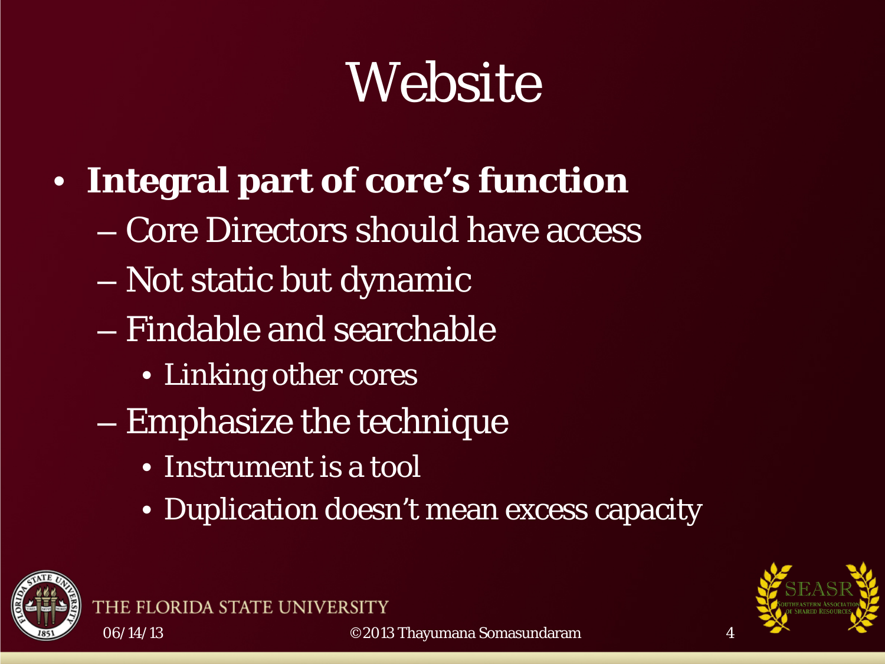# Website

- **Integral part of core's function**
  - Core Directors should have access
  - Not static but dynamic
  - Findable and searchable
    - Linking other cores
  - Emphasize the technique
    - Instrument is a tool
    - Duplication doesn't mean excess capacity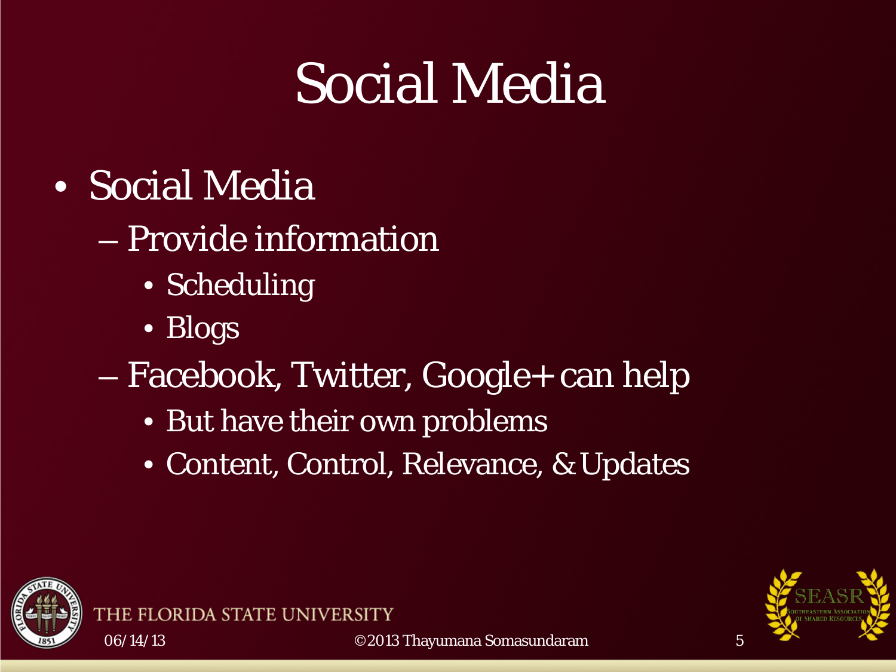# Social Media

- Social Media
  - Provide information
    - Scheduling
    - Blogs
  - Facebook, Twitter, Google+ can help
    - But have their own problems
    - Content, Control, Relevance, & Updates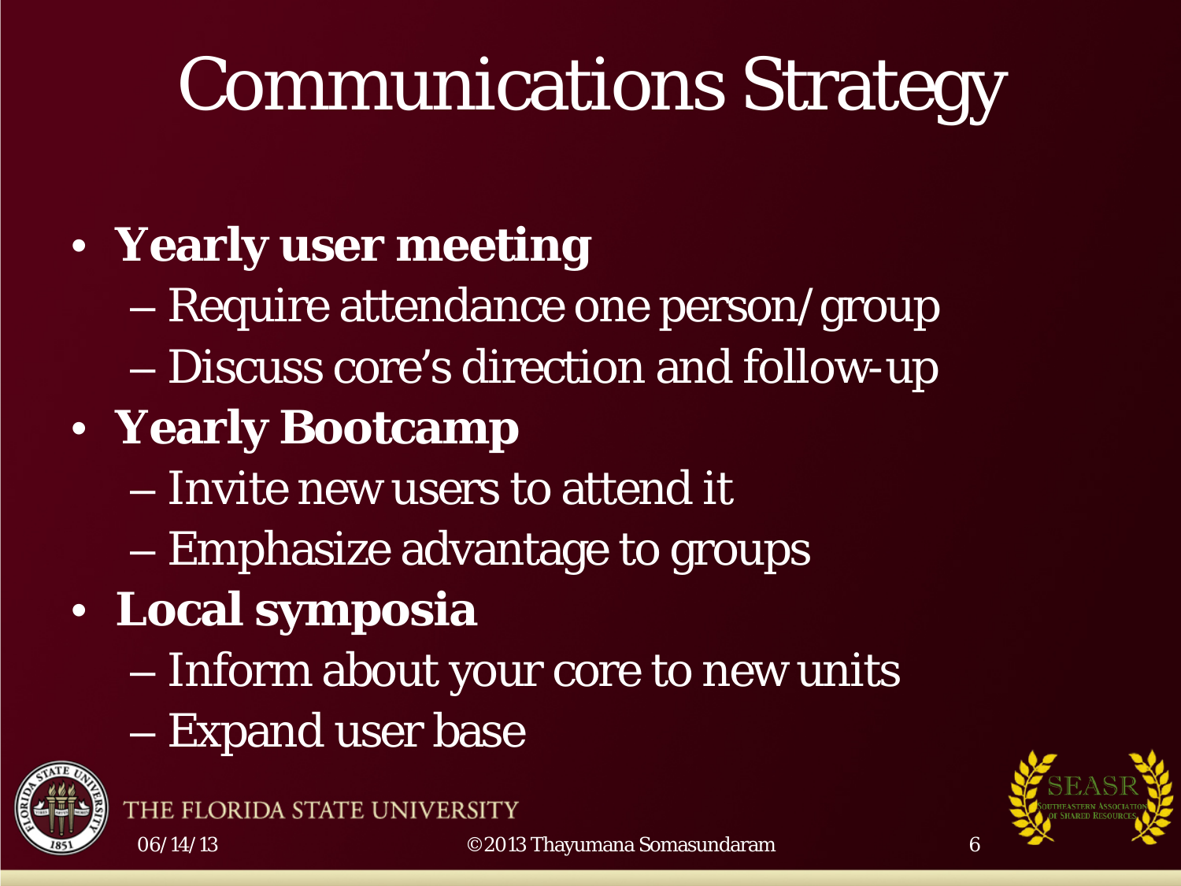# Communications Strategy

- **Yearly user meeting**
  - Require attendance one person/group
  - Discuss core's direction and follow-up
- **Yearly Bootcamp**
  - Invite new users to attend it
  - Emphasize advantage to groups
- **Local symposia**
  - Inform about your core to new units
  - Expand user base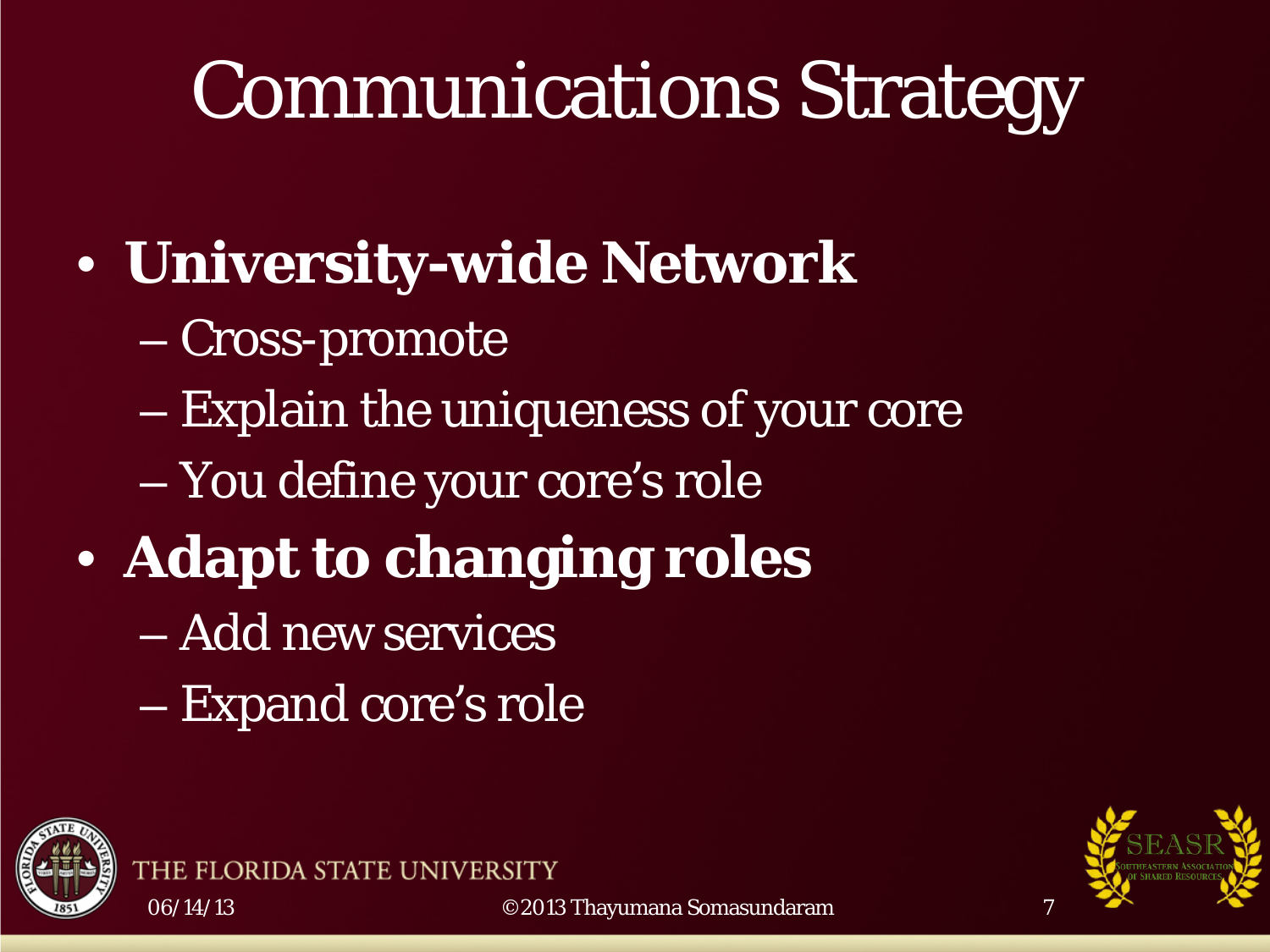# Communications Strategy

- **University-wide Network**
  - Cross-promote
  - Explain the uniqueness of your core
  - You define your core's role
- **Adapt to changing roles**
  - Add new services
  - Expand core's role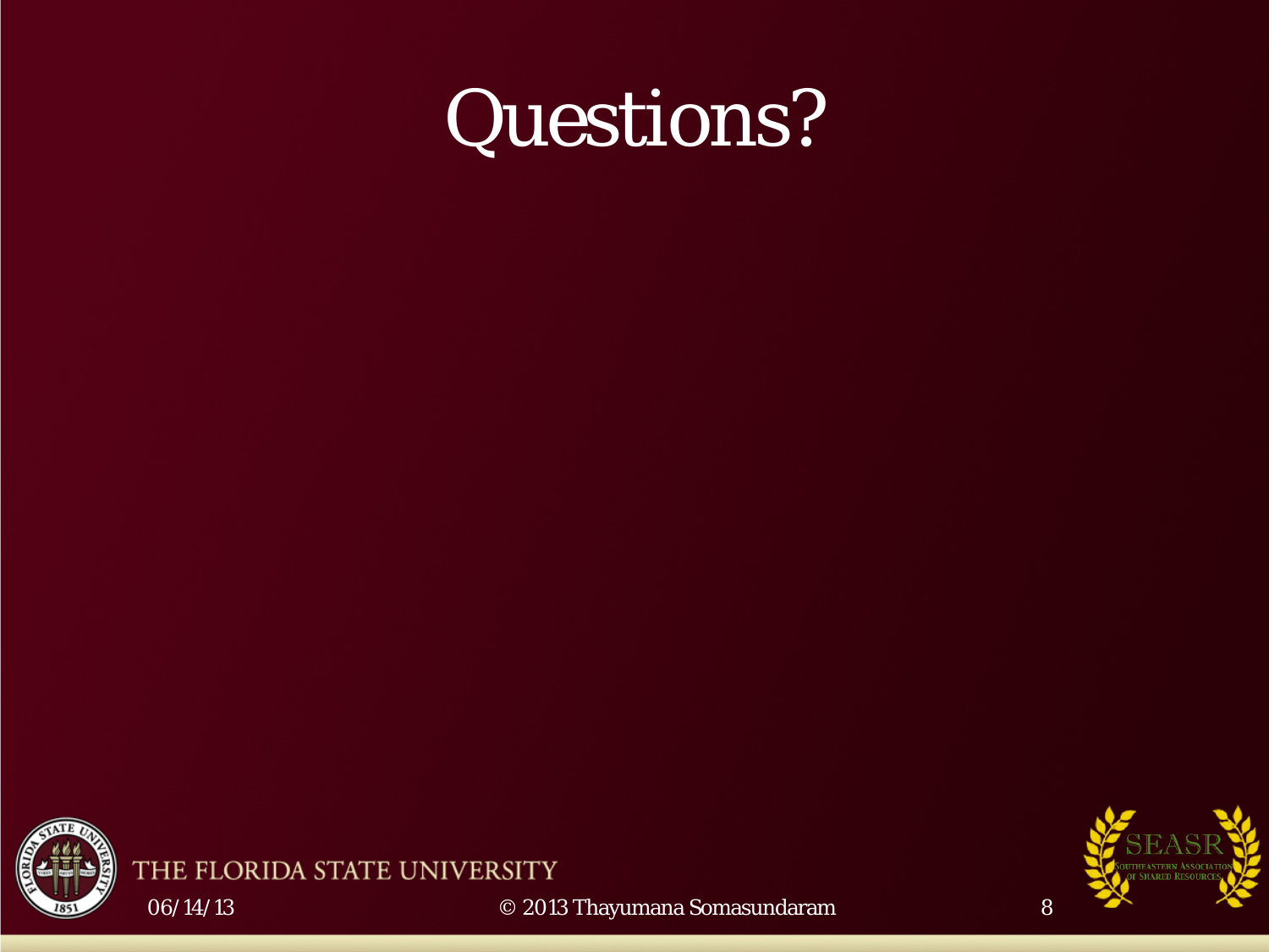# Questions?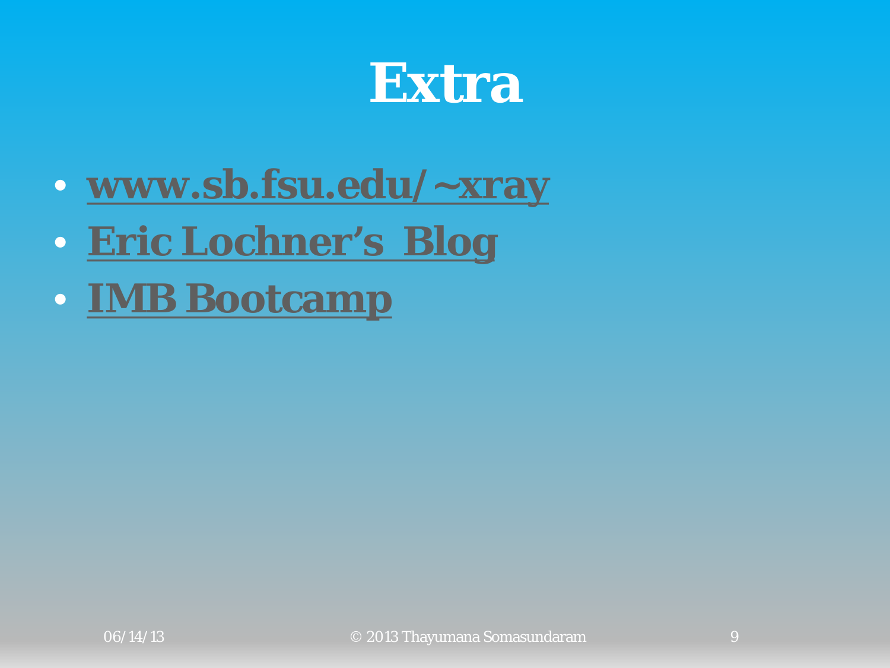# Extra

- www.sb.fsu.edu/~xray
- Eric Lochner's Blog
- IMB Bootcamp

06/14/13 © 2013 Thayumana Somasundaram